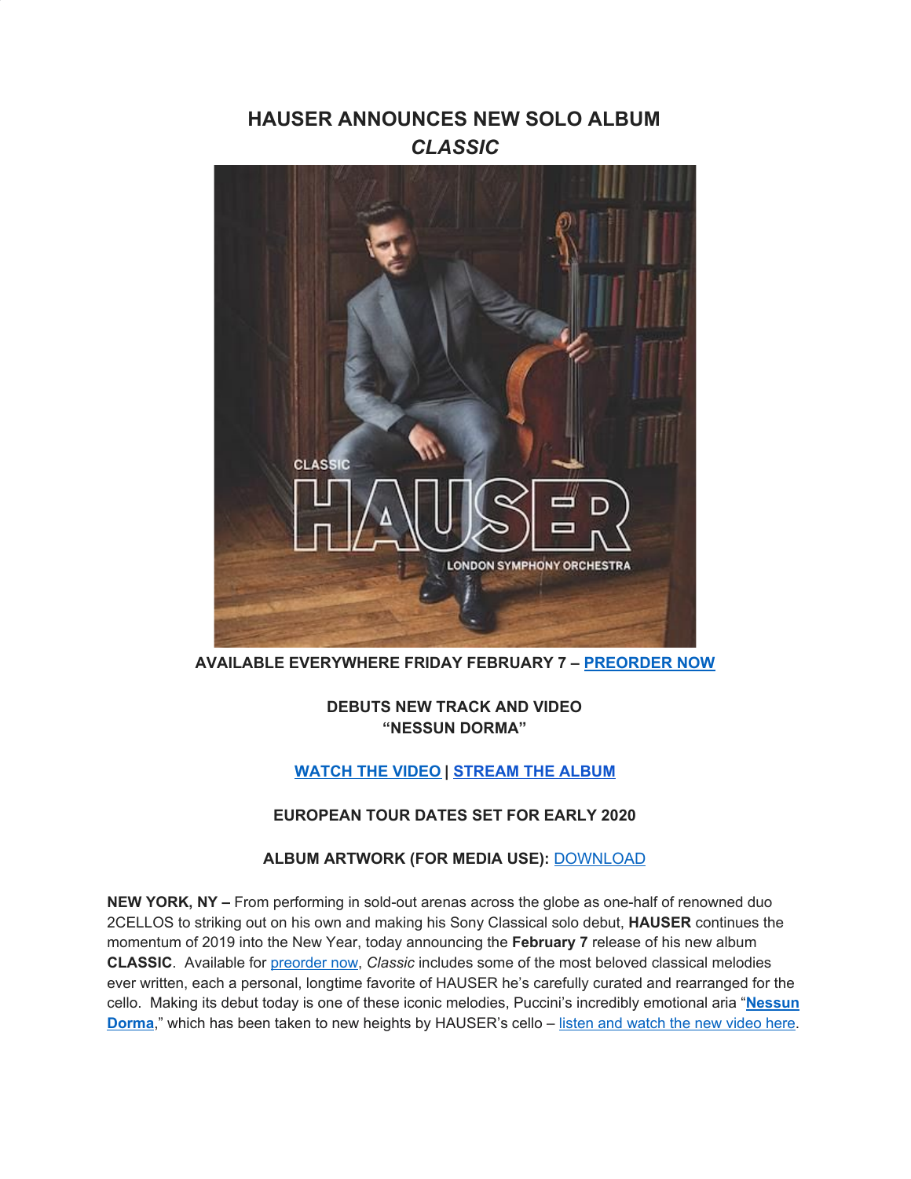# HAUSER ANNOUNCES NEW SOLO ALBUM
## *CLASSIC*

**AVAILABLE EVERYWHERE FRIDAY FEBRUARY 7 – PREORDER NOW**

**DEBUTS NEW TRACK AND VIDEO**
**"NESSUN DORMA"**

**WATCH THE VIDEO | STREAM THE ALBUM**

**EUROPEAN TOUR DATES SET FOR EARLY 2020**

**ALBUM ARTWORK (FOR MEDIA USE):** DOWNLOAD

**NEW YORK, NY –** From performing in sold-out arenas across the globe as one-half of renowned duo 2CELLOS to striking out on his own and making his Sony Classical solo debut, **HAUSER** continues the momentum of 2019 into the New Year, today announcing the **February 7** release of his new album **CLASSIC**. Available for preorder now, *Classic* includes some of the most beloved classical melodies ever written, each a personal, longtime favorite of HAUSER he's carefully curated and rearranged for the cello. Making its debut today is one of these iconic melodies, Puccini's incredibly emotional aria "**Nessun Dorma**," which has been taken to new heights by HAUSER's cello – listen and watch the new video here.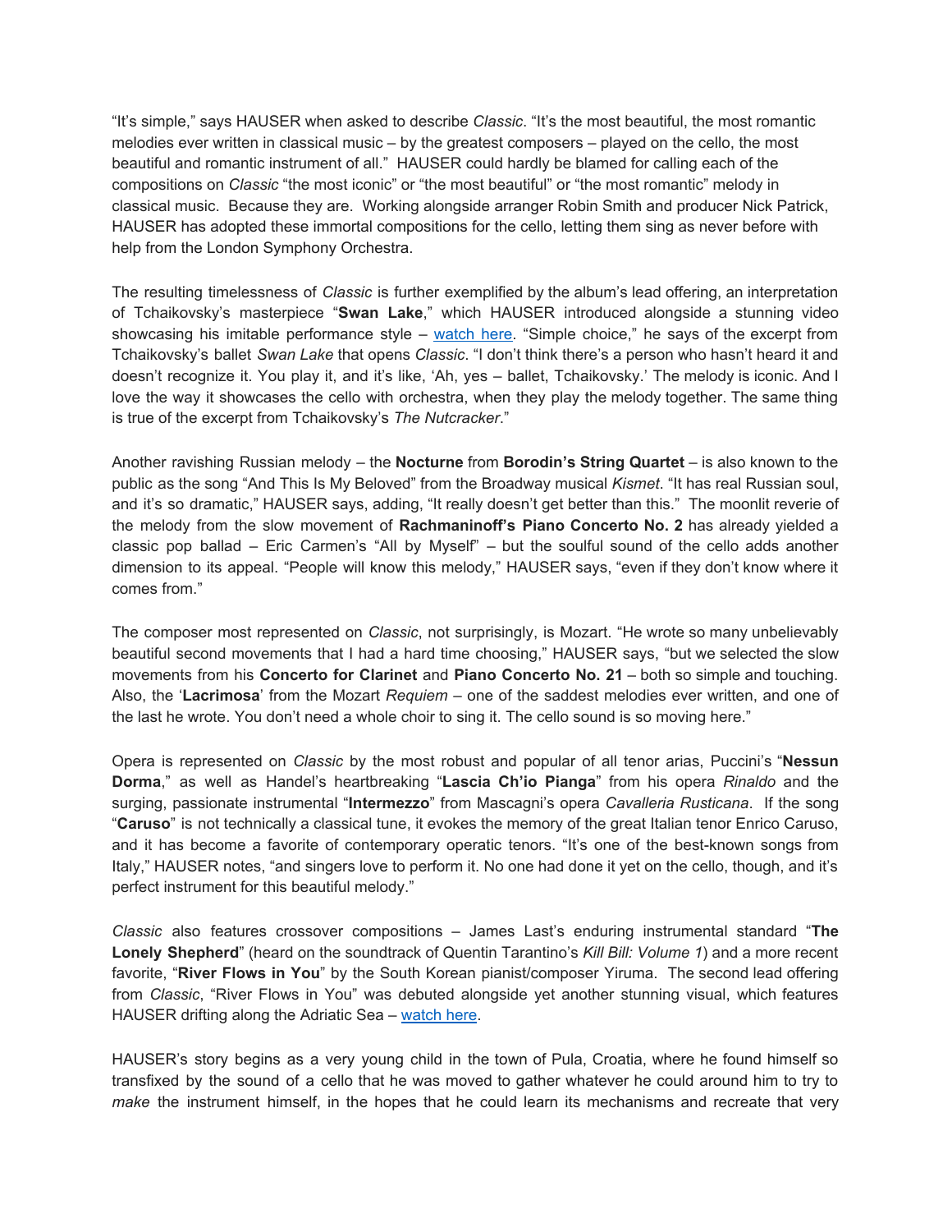"It's simple," says HAUSER when asked to describe *Classic*. "It's the most beautiful, the most romantic melodies ever written in classical music – by the greatest composers – played on the cello, the most beautiful and romantic instrument of all." HAUSER could hardly be blamed for calling each of the compositions on *Classic* "the most iconic" or "the most beautiful" or "the most romantic" melody in classical music. Because they are. Working alongside arranger Robin Smith and producer Nick Patrick, HAUSER has adopted these immortal compositions for the cello, letting them sing as never before with help from the London Symphony Orchestra.

The resulting timelessness of *Classic* is further exemplified by the album's lead offering, an interpretation of Tchaikovsky's masterpiece "**Swan Lake**," which HAUSER introduced alongside a stunning video showcasing his imitable performance style – watch here. "Simple choice," he says of the excerpt from Tchaikovsky's ballet *Swan Lake* that opens *Classic*. "I don't think there's a person who hasn't heard it and doesn't recognize it. You play it, and it's like, 'Ah, yes – ballet, Tchaikovsky.' The melody is iconic. And I love the way it showcases the cello with orchestra, when they play the melody together. The same thing is true of the excerpt from Tchaikovsky's *The Nutcracker*."

Another ravishing Russian melody – the **Nocturne** from **Borodin's String Quartet** – is also known to the public as the song "And This Is My Beloved" from the Broadway musical *Kismet*. "It has real Russian soul, and it's so dramatic," HAUSER says, adding, "It really doesn't get better than this." The moonlit reverie of the melody from the slow movement of **Rachmaninoff's Piano Concerto No. 2** has already yielded a classic pop ballad – Eric Carmen's "All by Myself" – but the soulful sound of the cello adds another dimension to its appeal. "People will know this melody," HAUSER says, "even if they don't know where it comes from."

The composer most represented on *Classic*, not surprisingly, is Mozart. "He wrote so many unbelievably beautiful second movements that I had a hard time choosing," HAUSER says, "but we selected the slow movements from his **Concerto for Clarinet** and **Piano Concerto No. 21** – both so simple and touching. Also, the '**Lacrimosa**' from the Mozart *Requiem* – one of the saddest melodies ever written, and one of the last he wrote. You don't need a whole choir to sing it. The cello sound is so moving here."

Opera is represented on *Classic* by the most robust and popular of all tenor arias, Puccini's "**Nessun Dorma**," as well as Handel's heartbreaking "**Lascia Ch'io Pianga**" from his opera *Rinaldo* and the surging, passionate instrumental "**Intermezzo**" from Mascagni's opera *Cavalleria Rusticana*. If the song "**Caruso**" is not technically a classical tune, it evokes the memory of the great Italian tenor Enrico Caruso, and it has become a favorite of contemporary operatic tenors. "It's one of the best-known songs from Italy," HAUSER notes, "and singers love to perform it. No one had done it yet on the cello, though, and it's perfect instrument for this beautiful melody."

*Classic* also features crossover compositions – James Last's enduring instrumental standard "**The Lonely Shepherd**" (heard on the soundtrack of Quentin Tarantino's *Kill Bill: Volume 1*) and a more recent favorite, "**River Flows in You**" by the South Korean pianist/composer Yiruma. The second lead offering from *Classic*, "River Flows in You" was debuted alongside yet another stunning visual, which features HAUSER drifting along the Adriatic Sea – watch here.

HAUSER's story begins as a very young child in the town of Pula, Croatia, where he found himself so transfixed by the sound of a cello that he was moved to gather whatever he could around him to try to *make* the instrument himself, in the hopes that he could learn its mechanisms and recreate that very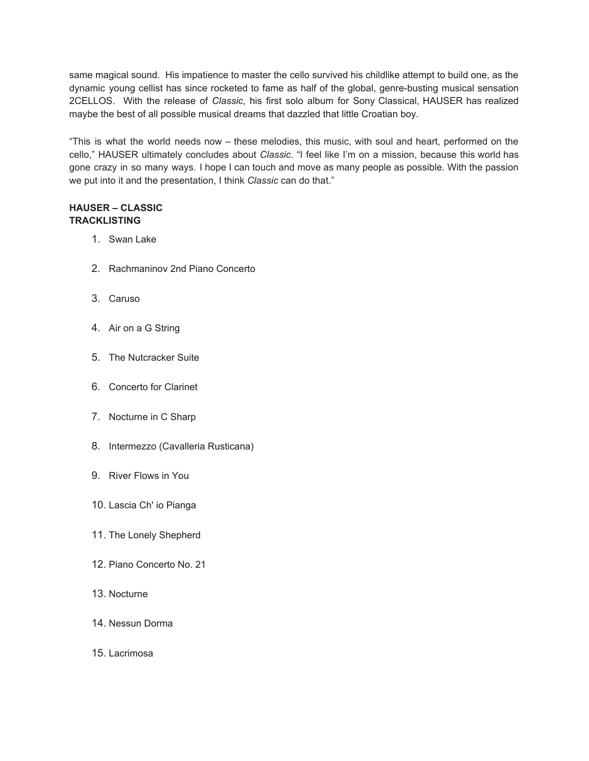same magical sound. His impatience to master the cello survived his childlike attempt to build one, as the dynamic young cellist has since rocketed to fame as half of the global, genre-busting musical sensation 2CELLOS. With the release of *Classic*, his first solo album for Sony Classical, HAUSER has realized maybe the best of all possible musical dreams that dazzled that little Croatian boy.

"This is what the world needs now – these melodies, this music, with soul and heart, performed on the cello," HAUSER ultimately concludes about *Classic*. "I feel like I'm on a mission, because this world has gone crazy in so many ways. I hope I can touch and move as many people as possible. With the passion we put into it and the presentation, I think *Classic* can do that."

**HAUSER – CLASSIC**
**TRACKLISTING**

1. Swan Lake
2. Rachmaninov 2nd Piano Concerto
3. Caruso
4. Air on a G String
5. The Nutcracker Suite
6. Concerto for Clarinet
7. Nocturne in C Sharp
8. Intermezzo (Cavalleria Rusticana)
9. River Flows in You
10. Lascia Ch' io Pianga
11. The Lonely Shepherd
12. Piano Concerto No. 21
13. Nocturne
14. Nessun Dorma
15. Lacrimosa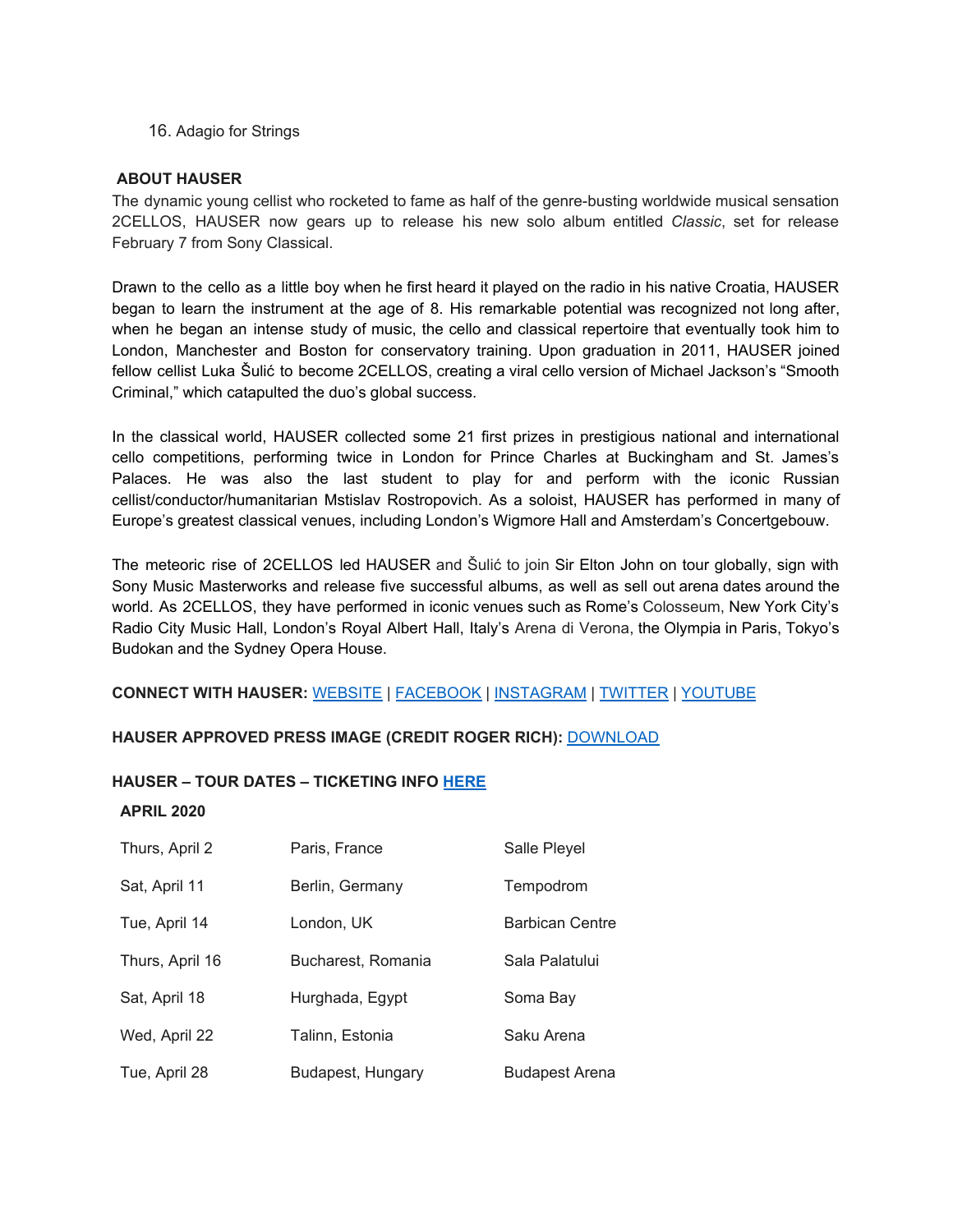16. Adagio for Strings

**ABOUT HAUSER**

The dynamic young cellist who rocketed to fame as half of the genre-busting worldwide musical sensation 2CELLOS, HAUSER now gears up to release his new solo album entitled *Classic*, set for release February 7 from Sony Classical.

Drawn to the cello as a little boy when he first heard it played on the radio in his native Croatia, HAUSER began to learn the instrument at the age of 8. His remarkable potential was recognized not long after, when he began an intense study of music, the cello and classical repertoire that eventually took him to London, Manchester and Boston for conservatory training. Upon graduation in 2011, HAUSER joined fellow cellist Luka Šulić to become 2CELLOS, creating a viral cello version of Michael Jackson's "Smooth Criminal," which catapulted the duo's global success.

In the classical world, HAUSER collected some 21 first prizes in prestigious national and international cello competitions, performing twice in London for Prince Charles at Buckingham and St. James's Palaces. He was also the last student to play for and perform with the iconic Russian cellist/conductor/humanitarian Mstislav Rostropovich. As a soloist, HAUSER has performed in many of Europe's greatest classical venues, including London's Wigmore Hall and Amsterdam's Concertgebouw.

The meteoric rise of 2CELLOS led HAUSER and Šulić to join Sir Elton John on tour globally, sign with Sony Music Masterworks and release five successful albums, as well as sell out arena dates around the world. As 2CELLOS, they have performed in iconic venues such as Rome's Colosseum, New York City's Radio City Music Hall, London's Royal Albert Hall, Italy's Arena di Verona, the Olympia in Paris, Tokyo's Budokan and the Sydney Opera House.

**CONNECT WITH HAUSER:** WEBSITE | FACEBOOK | INSTAGRAM | TWITTER | YOUTUBE

**HAUSER APPROVED PRESS IMAGE (CREDIT ROGER RICH):** DOWNLOAD

**HAUSER – TOUR DATES – TICKETING INFO HERE**

**APRIL 2020**

| Thurs, April 2 | Paris, France | Salle Pleyel |
|---|---|---|
| Sat, April 11 | Berlin, Germany | Tempodrom |
| Tue, April 14 | London, UK | Barbican Centre |
| Thurs, April 16 | Bucharest, Romania | Sala Palatului |
| Sat, April 18 | Hurghada, Egypt | Soma Bay |
| Wed, April 22 | Talinn, Estonia | Saku Arena |
| Tue, April 28 | Budapest, Hungary | Budapest Arena |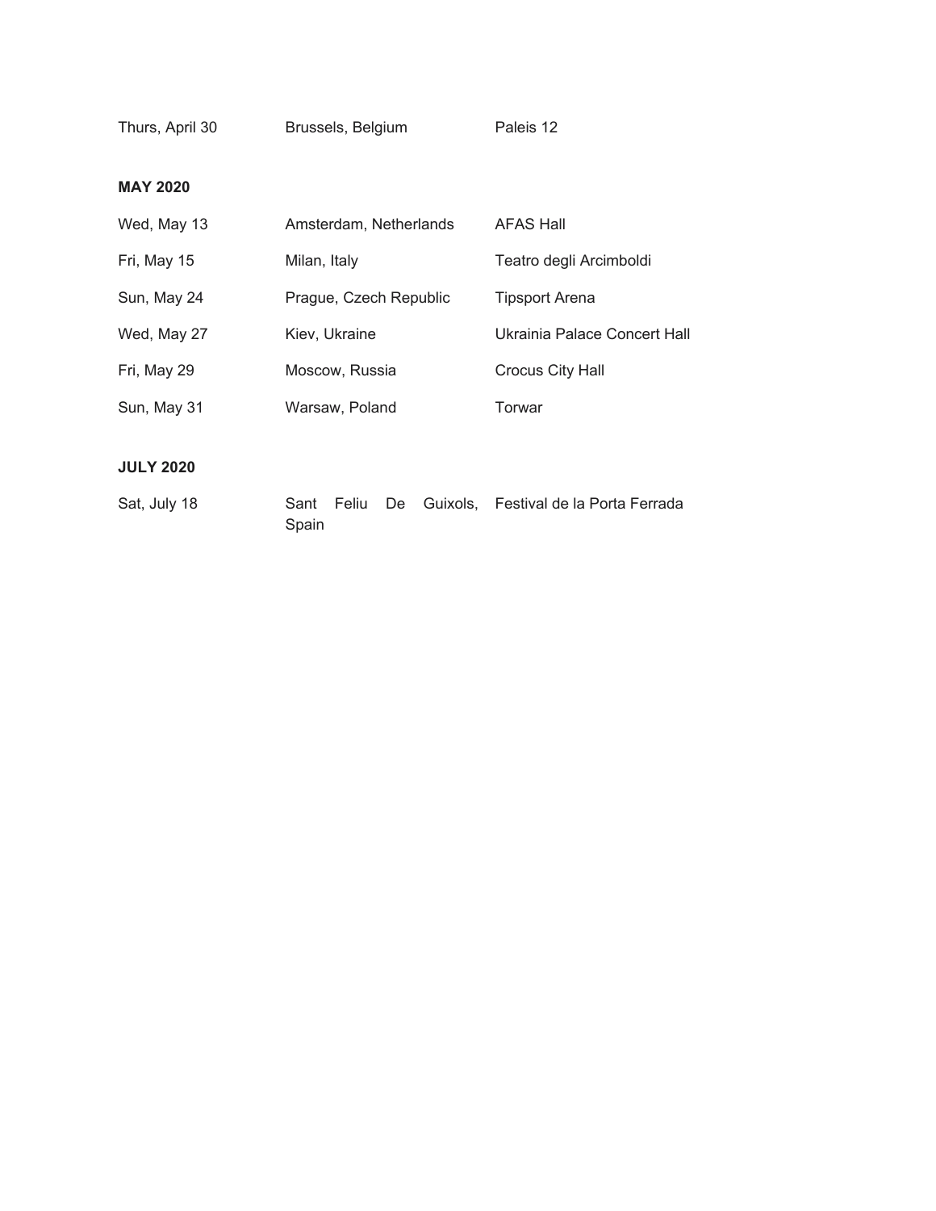| | | |
|---|---|---|
| Thurs, April 30 | Brussels, Belgium | Paleis 12 |

**MAY 2020**

| | | |
|---|---|---|
| Wed, May 13 | Amsterdam, Netherlands | AFAS Hall |
| Fri, May 15 | Milan, Italy | Teatro degli Arcimboldi |
| Sun, May 24 | Prague, Czech Republic | Tipsport Arena |
| Wed, May 27 | Kiev, Ukraine | Ukrainia Palace Concert Hall |
| Fri, May 29 | Moscow, Russia | Crocus City Hall |
| Sun, May 31 | Warsaw, Poland | Torwar |

**JULY 2020**

| | | |
|---|---|---|
| Sat, July 18 | Sant Feliu De Guixols, Spain | Festival de la Porta Ferrada |